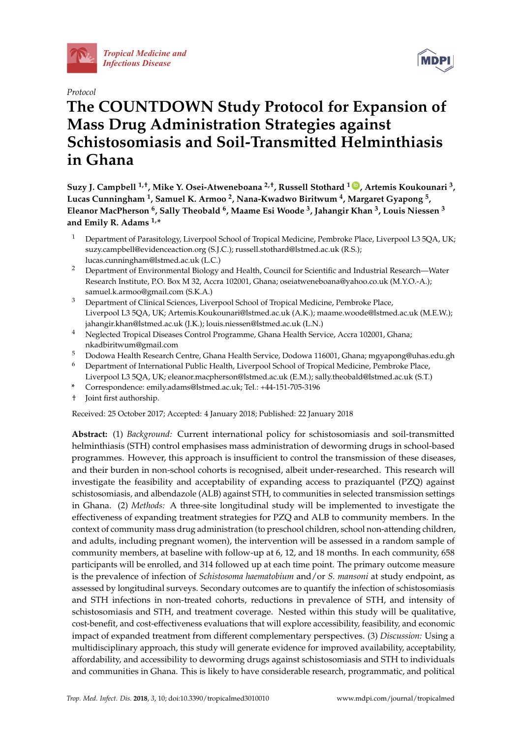Protocol

# The COUNTDOWN Study Protocol for Expansion of Mass Drug Administration Strategies against Schistosomiasis and Soil-Transmitted Helminthiasis in Ghana

**Suzy J. Campbell [1,†], Mike Y. Osei-Atweneboana [2,†], Russell Stothard [1], Artemis Koukounari [3], Lucas Cunningham [1], Samuel K. Armoo [2], Nana-Kwadwo Biritwum [4], Margaret Gyapong [5], Eleanor MacPherson [6], Sally Theobald [6], Maame Esi Woode [3], Jahangir Khan [3], Louis Niessen [3] and Emily R. Adams [1,*]**

1. Department of Parasitology, Liverpool School of Tropical Medicine, Pembroke Place, Liverpool L3 5QA, UK; suzy.campbell@evidenceaction.org (S.J.C.); russell.stothard@lstmed.ac.uk (R.S.); lucas.cunningham@lstmed.ac.uk (L.C.)
2. Department of Environmental Biology and Health, Council for Scientific and Industrial Research—Water Research Institute, P.O. Box M 32, Accra 102001, Ghana; oseiatweneboana@yahoo.co.uk (M.Y.O.-A.); samuel.k.armoo@gmail.com (S.K.A.)
3. Department of Clinical Sciences, Liverpool School of Tropical Medicine, Pembroke Place, Liverpool L3 5QA, UK; Artemis.Koukounari@lstmed.ac.uk (A.K.); maame.woode@lstmed.ac.uk (M.E.W.); jahangir.khan@lstmed.ac.uk (J.K.); louis.niessen@lstmed.ac.uk (L.N.)
4. Neglected Tropical Diseases Control Programme, Ghana Health Service, Accra 102001, Ghana; nkadbiritwum@gmail.com
5. Dodowa Health Research Centre, Ghana Health Service, Dodowa 116001, Ghana; mgyapong@uhas.edu.gh
6. Department of International Public Health, Liverpool School of Tropical Medicine, Pembroke Place, Liverpool L3 5QA, UK; eleanor.macpherson@lstmed.ac.uk (E.M.); sally.theobald@lstmed.ac.uk (S.T.)

\* Correspondence: emily.adams@lstmed.ac.uk; Tel.: +44-151-705-3196

† Joint first authorship.

Received: 25 October 2017; Accepted: 4 January 2018; Published: 22 January 2018

**Abstract:** (1) *Background:* Current international policy for schistosomiasis and soil-transmitted helminthiasis (STH) control emphasises mass administration of deworming drugs in school-based programmes. However, this approach is insufficient to control the transmission of these diseases, and their burden in non-school cohorts is recognised, albeit under-researched. This research will investigate the feasibility and acceptability of expanding access to praziquantel (PZQ) against schistosomiasis, and albendazole (ALB) against STH, to communities in selected transmission settings in Ghana. (2) *Methods:* A three-site longitudinal study will be implemented to investigate the effectiveness of expanding treatment strategies for PZQ and ALB to community members. In the context of community mass drug administration (to preschool children, school non-attending children, and adults, including pregnant women), the intervention will be assessed in a random sample of community members, at baseline with follow-up at 6, 12, and 18 months. In each community, 658 participants will be enrolled, and 314 followed up at each time point. The primary outcome measure is the prevalence of infection of *Schistosoma haematobium* and/or *S. mansoni* at study endpoint, as assessed by longitudinal surveys. Secondary outcomes are to quantify the infection of schistosomiasis and STH infections in non-treated cohorts, reductions in prevalence of STH, and intensity of schistosomiasis and STH, and treatment coverage. Nested within this study will be qualitative, cost-benefit, and cost-effectiveness evaluations that will explore accessibility, feasibility, and economic impact of expanded treatment from different complementary perspectives. (3) *Discussion:* Using a multidisciplinary approach, this study will generate evidence for improved availability, acceptability, affordability, and accessibility to deworming drugs against schistosomiasis and STH to individuals and communities in Ghana. This is likely to have considerable research, programmatic, and political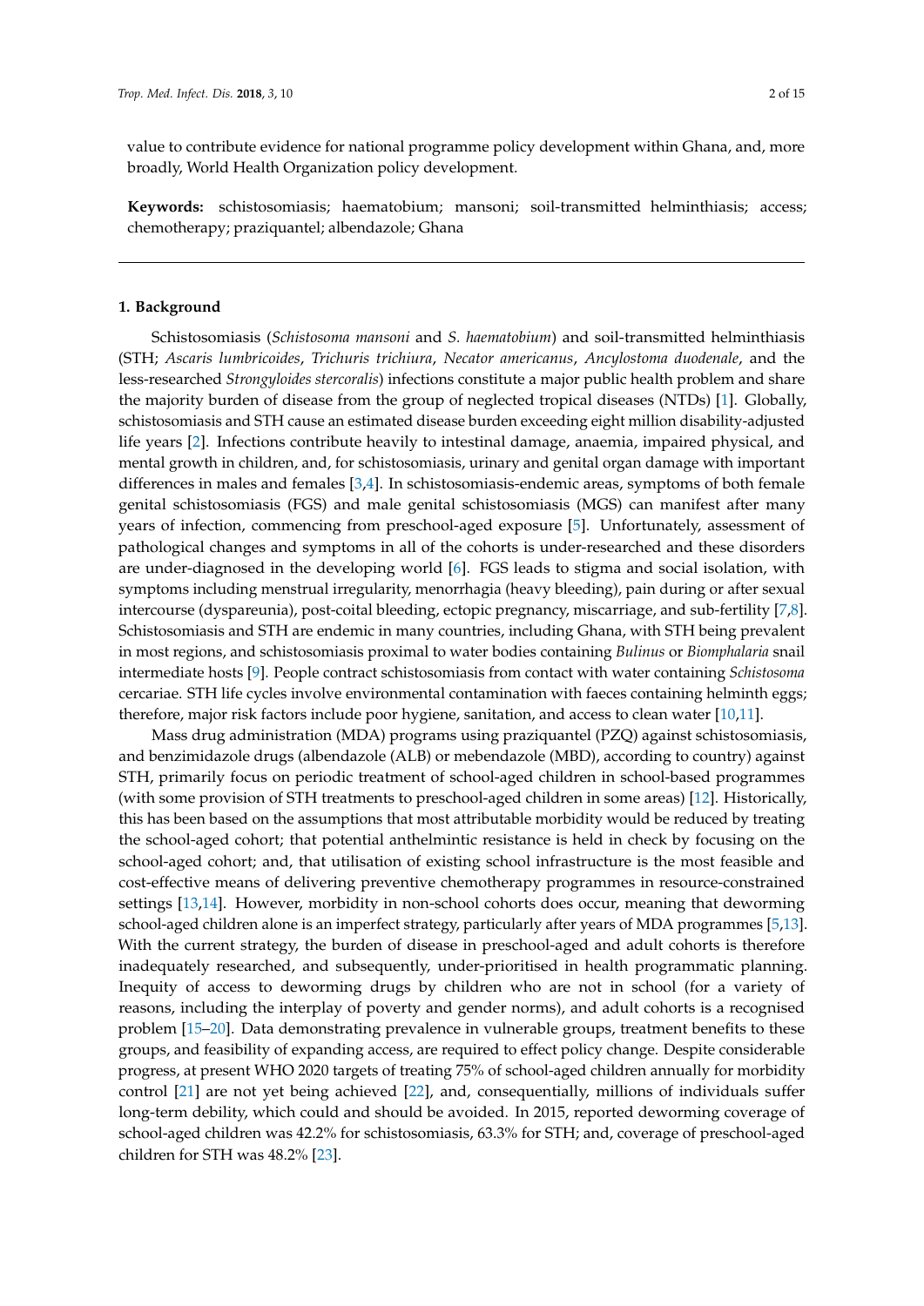value to contribute evidence for national programme policy development within Ghana, and, more broadly, World Health Organization policy development.

**Keywords:** schistosomiasis; haematobium; mansoni; soil-transmitted helminthiasis; access; chemotherapy; praziquantel; albendazole; Ghana

---

## 1. Background

Schistosomiasis (*Schistosoma mansoni* and *S. haematobium*) and soil-transmitted helminthiasis (STH; *Ascaris lumbricoides*, *Trichuris trichiura*, *Necator americanus*, *Ancylostoma duodenale*, and the less-researched *Strongyloides stercoralis*) infections constitute a major public health problem and share the majority burden of disease from the group of neglected tropical diseases (NTDs) [1]. Globally, schistosomiasis and STH cause an estimated disease burden exceeding eight million disability-adjusted life years [2]. Infections contribute heavily to intestinal damage, anaemia, impaired physical, and mental growth in children, and, for schistosomiasis, urinary and genital organ damage with important differences in males and females [3,4]. In schistosomiasis-endemic areas, symptoms of both female genital schistosomiasis (FGS) and male genital schistosomiasis (MGS) can manifest after many years of infection, commencing from preschool-aged exposure [5]. Unfortunately, assessment of pathological changes and symptoms in all of the cohorts is under-researched and these disorders are under-diagnosed in the developing world [6]. FGS leads to stigma and social isolation, with symptoms including menstrual irregularity, menorrhagia (heavy bleeding), pain during or after sexual intercourse (dyspareunia), post-coital bleeding, ectopic pregnancy, miscarriage, and sub-fertility [7,8]. Schistosomiasis and STH are endemic in many countries, including Ghana, with STH being prevalent in most regions, and schistosomiasis proximal to water bodies containing *Bulinus* or *Biomphalaria* snail intermediate hosts [9]. People contract schistosomiasis from contact with water containing *Schistosoma* cercariae. STH life cycles involve environmental contamination with faeces containing helminth eggs; therefore, major risk factors include poor hygiene, sanitation, and access to clean water [10,11].

Mass drug administration (MDA) programs using praziquantel (PZQ) against schistosomiasis, and benzimidazole drugs (albendazole (ALB) or mebendazole (MBD), according to country) against STH, primarily focus on periodic treatment of school-aged children in school-based programmes (with some provision of STH treatments to preschool-aged children in some areas) [12]. Historically, this has been based on the assumptions that most attributable morbidity would be reduced by treating the school-aged cohort; that potential anthelmintic resistance is held in check by focusing on the school-aged cohort; and, that utilisation of existing school infrastructure is the most feasible and cost-effective means of delivering preventive chemotherapy programmes in resource-constrained settings [13,14]. However, morbidity in non-school cohorts does occur, meaning that deworming school-aged children alone is an imperfect strategy, particularly after years of MDA programmes [5,13]. With the current strategy, the burden of disease in preschool-aged and adult cohorts is therefore inadequately researched, and subsequently, under-prioritised in health programmatic planning. Inequity of access to deworming drugs by children who are not in school (for a variety of reasons, including the interplay of poverty and gender norms), and adult cohorts is a recognised problem [15–20]. Data demonstrating prevalence in vulnerable groups, treatment benefits to these groups, and feasibility of expanding access, are required to effect policy change. Despite considerable progress, at present WHO 2020 targets of treating 75% of school-aged children annually for morbidity control [21] are not yet being achieved [22], and, consequentially, millions of individuals suffer long-term debility, which could and should be avoided. In 2015, reported deworming coverage of school-aged children was 42.2% for schistosomiasis, 63.3% for STH; and, coverage of preschool-aged children for STH was 48.2% [23].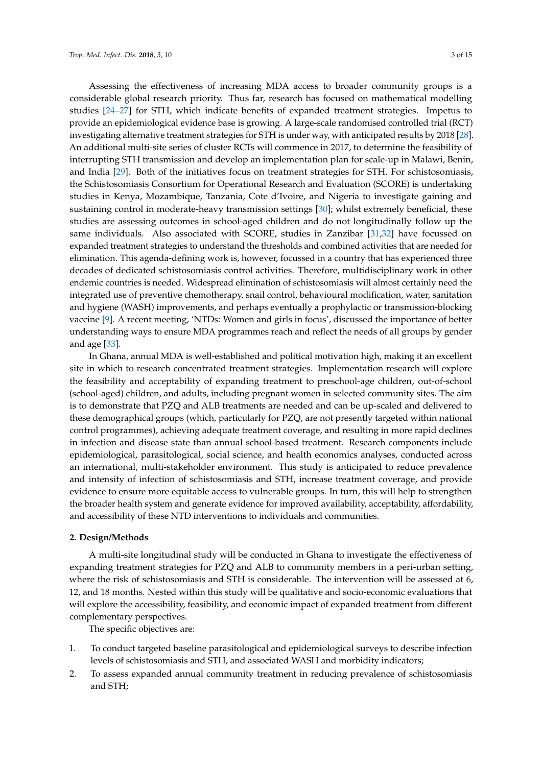Assessing the effectiveness of increasing MDA access to broader community groups is a considerable global research priority. Thus far, research has focused on mathematical modelling studies [24–27] for STH, which indicate benefits of expanded treatment strategies. Impetus to provide an epidemiological evidence base is growing. A large-scale randomised controlled trial (RCT) investigating alternative treatment strategies for STH is under way, with anticipated results by 2018 [28]. An additional multi-site series of cluster RCTs will commence in 2017, to determine the feasibility of interrupting STH transmission and develop an implementation plan for scale-up in Malawi, Benin, and India [29]. Both of the initiatives focus on treatment strategies for STH. For schistosomiasis, the Schistosomiasis Consortium for Operational Research and Evaluation (SCORE) is undertaking studies in Kenya, Mozambique, Tanzania, Cote d'Ivoire, and Nigeria to investigate gaining and sustaining control in moderate-heavy transmission settings [30]; whilst extremely beneficial, these studies are assessing outcomes in school-aged children and do not longitudinally follow up the same individuals. Also associated with SCORE, studies in Zanzibar [31,32] have focussed on expanded treatment strategies to understand the thresholds and combined activities that are needed for elimination. This agenda-defining work is, however, focussed in a country that has experienced three decades of dedicated schistosomiasis control activities. Therefore, multidisciplinary work in other endemic countries is needed. Widespread elimination of schistosomiasis will almost certainly need the integrated use of preventive chemotherapy, snail control, behavioural modification, water, sanitation and hygiene (WASH) improvements, and perhaps eventually a prophylactic or transmission-blocking vaccine [9]. A recent meeting, 'NTDs: Women and girls in focus', discussed the importance of better understanding ways to ensure MDA programmes reach and reflect the needs of all groups by gender and age [33].

In Ghana, annual MDA is well-established and political motivation high, making it an excellent site in which to research concentrated treatment strategies. Implementation research will explore the feasibility and acceptability of expanding treatment to preschool-age children, out-of-school (school-aged) children, and adults, including pregnant women in selected community sites. The aim is to demonstrate that PZQ and ALB treatments are needed and can be up-scaled and delivered to these demographical groups (which, particularly for PZQ, are not presently targeted within national control programmes), achieving adequate treatment coverage, and resulting in more rapid declines in infection and disease state than annual school-based treatment. Research components include epidemiological, parasitological, social science, and health economics analyses, conducted across an international, multi-stakeholder environment. This study is anticipated to reduce prevalence and intensity of infection of schistosomiasis and STH, increase treatment coverage, and provide evidence to ensure more equitable access to vulnerable groups. In turn, this will help to strengthen the broader health system and generate evidence for improved availability, acceptability, affordability, and accessibility of these NTD interventions to individuals and communities.

## 2. Design/Methods

A multi-site longitudinal study will be conducted in Ghana to investigate the effectiveness of expanding treatment strategies for PZQ and ALB to community members in a peri-urban setting, where the risk of schistosomiasis and STH is considerable. The intervention will be assessed at 6, 12, and 18 months. Nested within this study will be qualitative and socio-economic evaluations that will explore the accessibility, feasibility, and economic impact of expanded treatment from different complementary perspectives.

The specific objectives are:

1. To conduct targeted baseline parasitological and epidemiological surveys to describe infection levels of schistosomiasis and STH, and associated WASH and morbidity indicators;
2. To assess expanded annual community treatment in reducing prevalence of schistosomiasis and STH;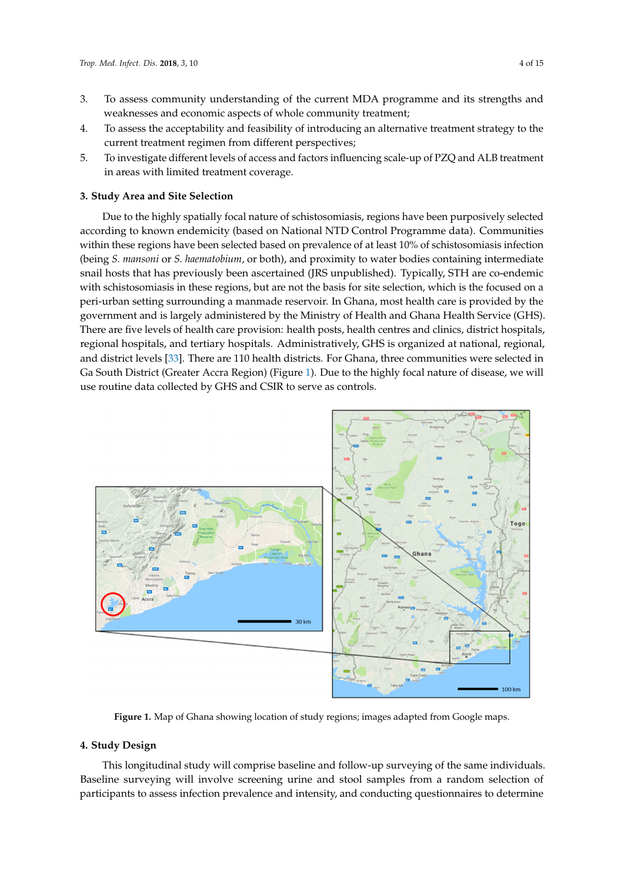3. To assess community understanding of the current MDA programme and its strengths and weaknesses and economic aspects of whole community treatment;
4. To assess the acceptability and feasibility of introducing an alternative treatment strategy to the current treatment regimen from different perspectives;
5. To investigate different levels of access and factors influencing scale-up of PZQ and ALB treatment in areas with limited treatment coverage.

## 3. Study Area and Site Selection

Due to the highly spatially focal nature of schistosomiasis, regions have been purposively selected according to known endemicity (based on National NTD Control Programme data). Communities within these regions have been selected based on prevalence of at least 10% of schistosomiasis infection (being *S. mansoni* or *S. haematobium*, or both), and proximity to water bodies containing intermediate snail hosts that has previously been ascertained (JRS unpublished). Typically, STH are co-endemic with schistosomiasis in these regions, but are not the basis for site selection, which is the focused on a peri-urban setting surrounding a manmade reservoir. In Ghana, most health care is provided by the government and is largely administered by the Ministry of Health and Ghana Health Service (GHS). There are five levels of health care provision: health posts, health centres and clinics, district hospitals, regional hospitals, and tertiary hospitals. Administratively, GHS is organized at national, regional, and district levels [33]. There are 110 health districts. For Ghana, three communities were selected in Ga South District (Greater Accra Region) (Figure 1). Due to the highly focal nature of disease, we will use routine data collected by GHS and CSIR to serve as controls.

**Figure 1.** Map of Ghana showing location of study regions; images adapted from Google maps.

## 4. Study Design

This longitudinal study will comprise baseline and follow-up surveying of the same individuals. Baseline surveying will involve screening urine and stool samples from a random selection of participants to assess infection prevalence and intensity, and conducting questionnaires to determine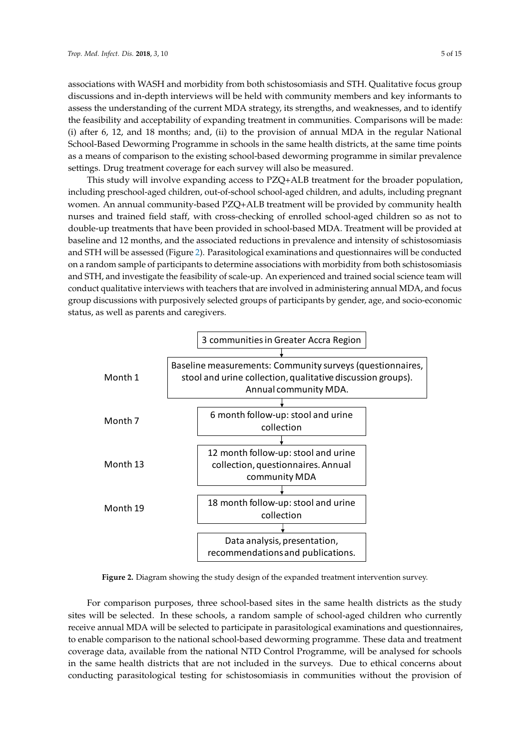associations with WASH and morbidity from both schistosomiasis and STH. Qualitative focus group discussions and in-depth interviews will be held with community members and key informants to assess the understanding of the current MDA strategy, its strengths, and weaknesses, and to identify the feasibility and acceptability of expanding treatment in communities. Comparisons will be made: (i) after 6, 12, and 18 months; and, (ii) to the provision of annual MDA in the regular National School-Based Deworming Programme in schools in the same health districts, at the same time points as a means of comparison to the existing school-based deworming programme in similar prevalence settings. Drug treatment coverage for each survey will also be measured.

This study will involve expanding access to PZQ+ALB treatment for the broader population, including preschool-aged children, out-of-school school-aged children, and adults, including pregnant women. An annual community-based PZQ+ALB treatment will be provided by community health nurses and trained field staff, with cross-checking of enrolled school-aged children so as not to double-up treatments that have been provided in school-based MDA. Treatment will be provided at baseline and 12 months, and the associated reductions in prevalence and intensity of schistosomiasis and STH will be assessed (Figure 2). Parasitological examinations and questionnaires will be conducted on a random sample of participants to determine associations with morbidity from both schistosomiasis and STH, and investigate the feasibility of scale-up. An experienced and trained social science team will conduct qualitative interviews with teachers that are involved in administering annual MDA, and focus group discussions with purposively selected groups of participants by gender, age, and socio-economic status, as well as parents and caregivers.

| | |
| --- | --- |
| | 3 communities in Greater Accra Region |
| Month 1 | Baseline measurements: Community surveys (questionnaires, stool and urine collection, qualitative discussion groups). Annual community MDA. |
| Month 7 | 6 month follow-up: stool and urine collection |
| Month 13 | 12 month follow-up: stool and urine collection, questionnaires. Annual community MDA |
| Month 19 | 18 month follow-up: stool and urine collection |
| | Data analysis, presentation, recommendations and publications. |

**Figure 2.** Diagram showing the study design of the expanded treatment intervention survey.

For comparison purposes, three school-based sites in the same health districts as the study sites will be selected. In these schools, a random sample of school-aged children who currently receive annual MDA will be selected to participate in parasitological examinations and questionnaires, to enable comparison to the national school-based deworming programme. These data and treatment coverage data, available from the national NTD Control Programme, will be analysed for schools in the same health districts that are not included in the surveys. Due to ethical concerns about conducting parasitological testing for schistosomiasis in communities without the provision of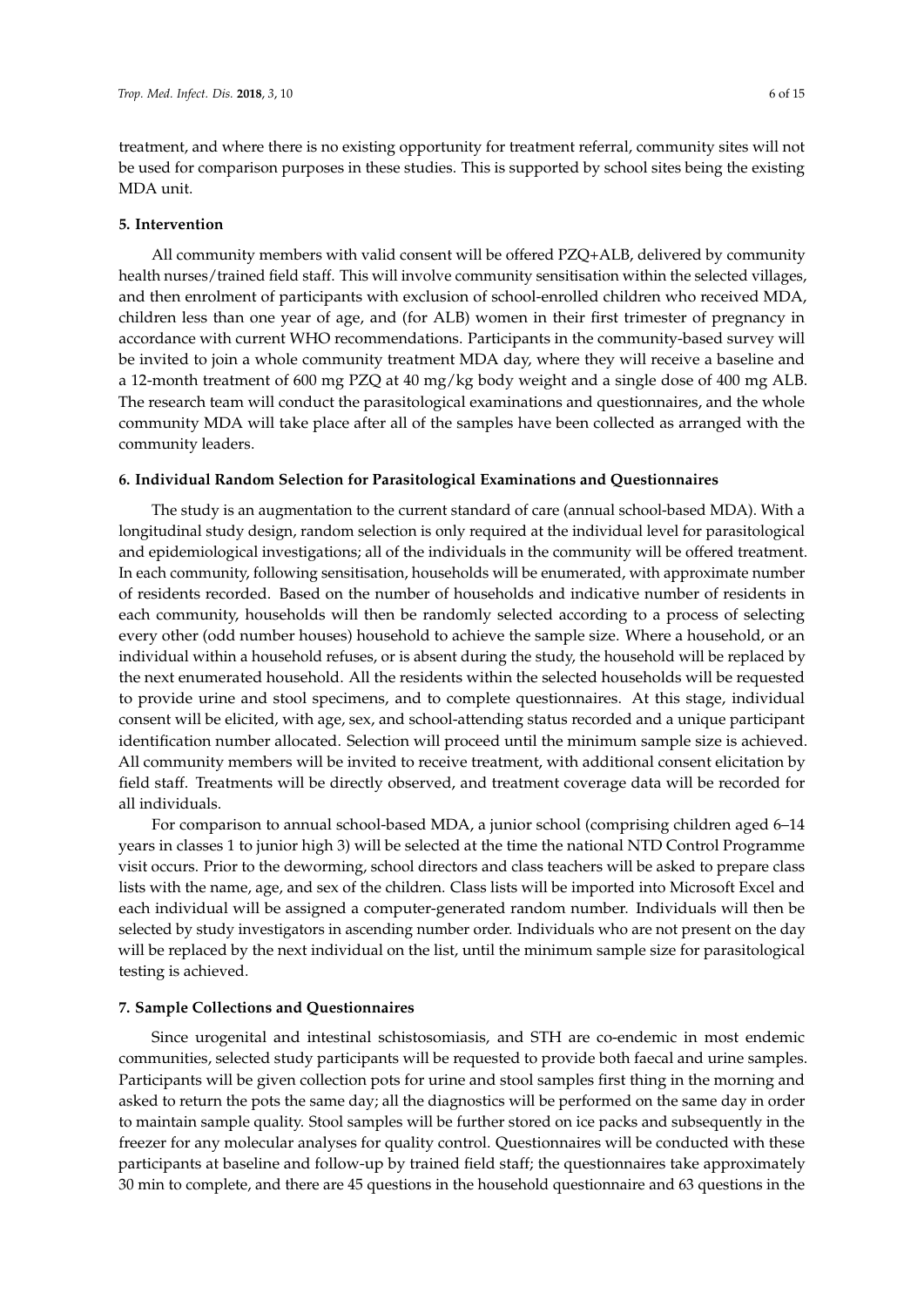treatment, and where there is no existing opportunity for treatment referral, community sites will not be used for comparison purposes in these studies. This is supported by school sites being the existing MDA unit.

## 5. Intervention

All community members with valid consent will be offered PZQ+ALB, delivered by community health nurses/trained field staff. This will involve community sensitisation within the selected villages, and then enrolment of participants with exclusion of school-enrolled children who received MDA, children less than one year of age, and (for ALB) women in their first trimester of pregnancy in accordance with current WHO recommendations. Participants in the community-based survey will be invited to join a whole community treatment MDA day, where they will receive a baseline and a 12-month treatment of 600 mg PZQ at 40 mg/kg body weight and a single dose of 400 mg ALB. The research team will conduct the parasitological examinations and questionnaires, and the whole community MDA will take place after all of the samples have been collected as arranged with the community leaders.

## 6. Individual Random Selection for Parasitological Examinations and Questionnaires

The study is an augmentation to the current standard of care (annual school-based MDA). With a longitudinal study design, random selection is only required at the individual level for parasitological and epidemiological investigations; all of the individuals in the community will be offered treatment. In each community, following sensitisation, households will be enumerated, with approximate number of residents recorded. Based on the number of households and indicative number of residents in each community, households will then be randomly selected according to a process of selecting every other (odd number houses) household to achieve the sample size. Where a household, or an individual within a household refuses, or is absent during the study, the household will be replaced by the next enumerated household. All the residents within the selected households will be requested to provide urine and stool specimens, and to complete questionnaires. At this stage, individual consent will be elicited, with age, sex, and school-attending status recorded and a unique participant identification number allocated. Selection will proceed until the minimum sample size is achieved. All community members will be invited to receive treatment, with additional consent elicitation by field staff. Treatments will be directly observed, and treatment coverage data will be recorded for all individuals.

For comparison to annual school-based MDA, a junior school (comprising children aged 6–14 years in classes 1 to junior high 3) will be selected at the time the national NTD Control Programme visit occurs. Prior to the deworming, school directors and class teachers will be asked to prepare class lists with the name, age, and sex of the children. Class lists will be imported into Microsoft Excel and each individual will be assigned a computer-generated random number. Individuals will then be selected by study investigators in ascending number order. Individuals who are not present on the day will be replaced by the next individual on the list, until the minimum sample size for parasitological testing is achieved.

## 7. Sample Collections and Questionnaires

Since urogenital and intestinal schistosomiasis, and STH are co-endemic in most endemic communities, selected study participants will be requested to provide both faecal and urine samples. Participants will be given collection pots for urine and stool samples first thing in the morning and asked to return the pots the same day; all the diagnostics will be performed on the same day in order to maintain sample quality. Stool samples will be further stored on ice packs and subsequently in the freezer for any molecular analyses for quality control. Questionnaires will be conducted with these participants at baseline and follow-up by trained field staff; the questionnaires take approximately 30 min to complete, and there are 45 questions in the household questionnaire and 63 questions in the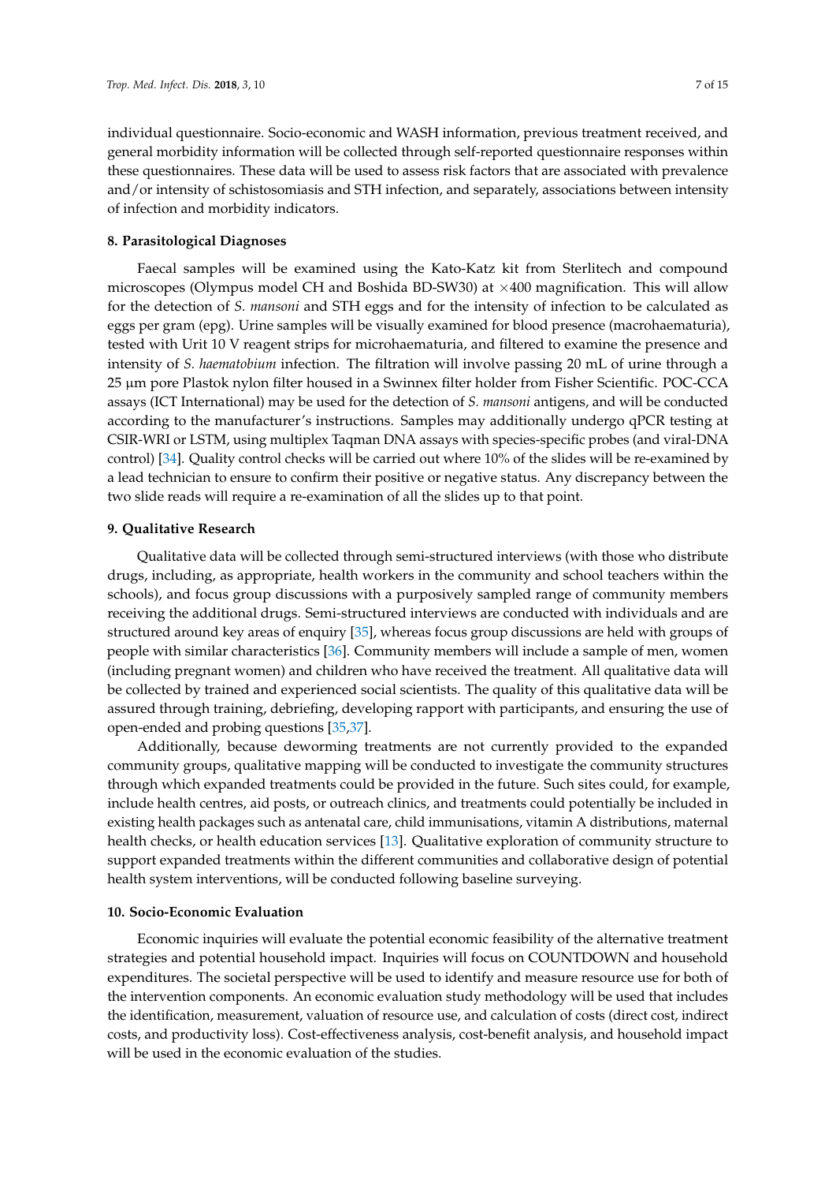individual questionnaire. Socio-economic and WASH information, previous treatment received, and general morbidity information will be collected through self-reported questionnaire responses within these questionnaires. These data will be used to assess risk factors that are associated with prevalence and/or intensity of schistosomiasis and STH infection, and separately, associations between intensity of infection and morbidity indicators.

## 8. Parasitological Diagnoses

Faecal samples will be examined using the Kato-Katz kit from Sterlitech and compound microscopes (Olympus model CH and Boshida BD-SW30) at $\times 400$ magnification. This will allow for the detection of *S. mansoni* and STH eggs and for the intensity of infection to be calculated as eggs per gram (epg). Urine samples will be visually examined for blood presence (macrohaematuria), tested with Urit 10 V reagent strips for microhaematuria, and filtered to examine the presence and intensity of *S. haematobium* infection. The filtration will involve passing 20 mL of urine through a 25 µm pore Plastok nylon filter housed in a Swinnex filter holder from Fisher Scientific. POC-CCA assays (ICT International) may be used for the detection of *S. mansoni* antigens, and will be conducted according to the manufacturer's instructions. Samples may additionally undergo qPCR testing at CSIR-WRI or LSTM, using multiplex Taqman DNA assays with species-specific probes (and viral-DNA control) [34]. Quality control checks will be carried out where 10% of the slides will be re-examined by a lead technician to ensure to confirm their positive or negative status. Any discrepancy between the two slide reads will require a re-examination of all the slides up to that point.

## 9. Qualitative Research

Qualitative data will be collected through semi-structured interviews (with those who distribute drugs, including, as appropriate, health workers in the community and school teachers within the schools), and focus group discussions with a purposively sampled range of community members receiving the additional drugs. Semi-structured interviews are conducted with individuals and are structured around key areas of enquiry [35], whereas focus group discussions are held with groups of people with similar characteristics [36]. Community members will include a sample of men, women (including pregnant women) and children who have received the treatment. All qualitative data will be collected by trained and experienced social scientists. The quality of this qualitative data will be assured through training, debriefing, developing rapport with participants, and ensuring the use of open-ended and probing questions [35,37].

Additionally, because deworming treatments are not currently provided to the expanded community groups, qualitative mapping will be conducted to investigate the community structures through which expanded treatments could be provided in the future. Such sites could, for example, include health centres, aid posts, or outreach clinics, and treatments could potentially be included in existing health packages such as antenatal care, child immunisations, vitamin A distributions, maternal health checks, or health education services [13]. Qualitative exploration of community structure to support expanded treatments within the different communities and collaborative design of potential health system interventions, will be conducted following baseline surveying.

## 10. Socio-Economic Evaluation

Economic inquiries will evaluate the potential economic feasibility of the alternative treatment strategies and potential household impact. Inquiries will focus on COUNTDOWN and household expenditures. The societal perspective will be used to identify and measure resource use for both of the intervention components. An economic evaluation study methodology will be used that includes the identification, measurement, valuation of resource use, and calculation of costs (direct cost, indirect costs, and productivity loss). Cost-effectiveness analysis, cost-benefit analysis, and household impact will be used in the economic evaluation of the studies.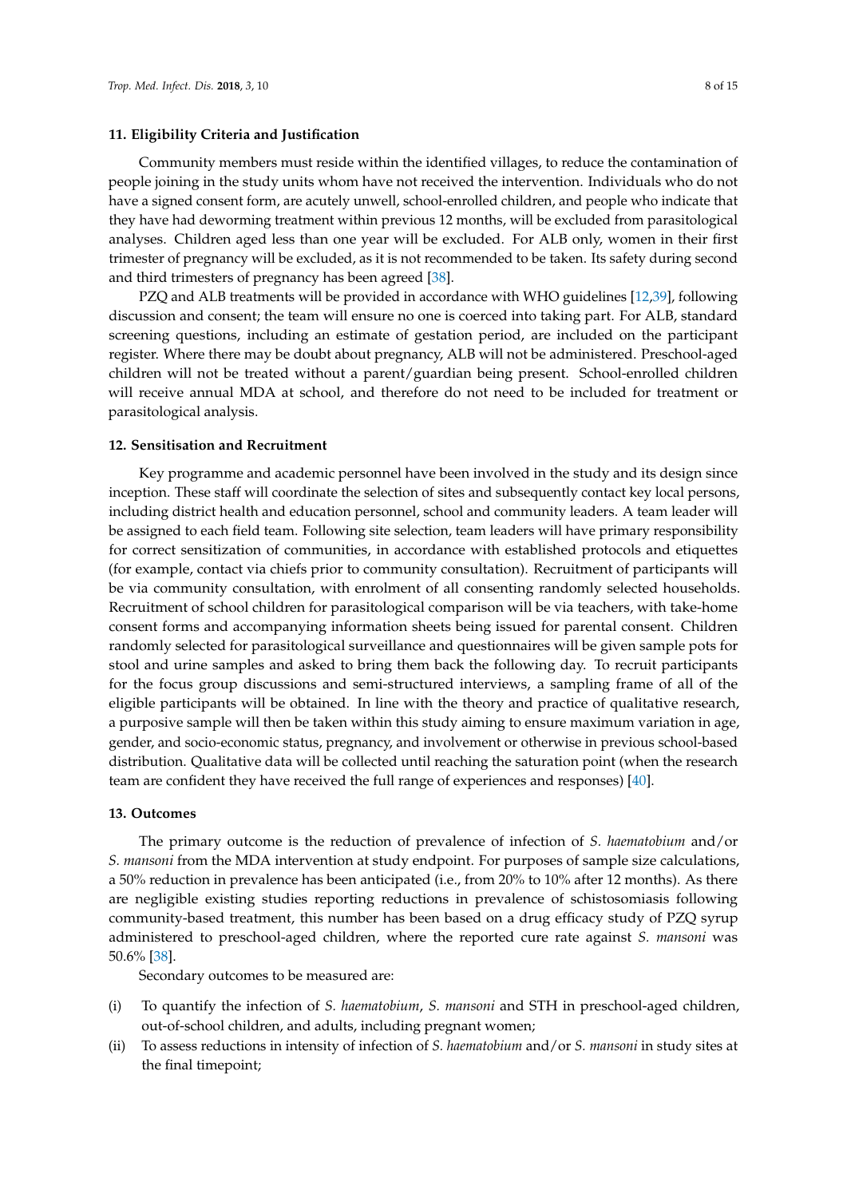## 11. Eligibility Criteria and Justification

Community members must reside within the identified villages, to reduce the contamination of people joining in the study units whom have not received the intervention. Individuals who do not have a signed consent form, are acutely unwell, school-enrolled children, and people who indicate that they have had deworming treatment within previous 12 months, will be excluded from parasitological analyses. Children aged less than one year will be excluded. For ALB only, women in their first trimester of pregnancy will be excluded, as it is not recommended to be taken. Its safety during second and third trimesters of pregnancy has been agreed [38].

PZQ and ALB treatments will be provided in accordance with WHO guidelines [12,39], following discussion and consent; the team will ensure no one is coerced into taking part. For ALB, standard screening questions, including an estimate of gestation period, are included on the participant register. Where there may be doubt about pregnancy, ALB will not be administered. Preschool-aged children will not be treated without a parent/guardian being present. School-enrolled children will receive annual MDA at school, and therefore do not need to be included for treatment or parasitological analysis.

## 12. Sensitisation and Recruitment

Key programme and academic personnel have been involved in the study and its design since inception. These staff will coordinate the selection of sites and subsequently contact key local persons, including district health and education personnel, school and community leaders. A team leader will be assigned to each field team. Following site selection, team leaders will have primary responsibility for correct sensitization of communities, in accordance with established protocols and etiquettes (for example, contact via chiefs prior to community consultation). Recruitment of participants will be via community consultation, with enrolment of all consenting randomly selected households. Recruitment of school children for parasitological comparison will be via teachers, with take-home consent forms and accompanying information sheets being issued for parental consent. Children randomly selected for parasitological surveillance and questionnaires will be given sample pots for stool and urine samples and asked to bring them back the following day. To recruit participants for the focus group discussions and semi-structured interviews, a sampling frame of all of the eligible participants will be obtained. In line with the theory and practice of qualitative research, a purposive sample will then be taken within this study aiming to ensure maximum variation in age, gender, and socio-economic status, pregnancy, and involvement or otherwise in previous school-based distribution. Qualitative data will be collected until reaching the saturation point (when the research team are confident they have received the full range of experiences and responses) [40].

## 13. Outcomes

The primary outcome is the reduction of prevalence of infection of *S. haematobium* and/or *S. mansoni* from the MDA intervention at study endpoint. For purposes of sample size calculations, a 50% reduction in prevalence has been anticipated (i.e., from 20% to 10% after 12 months). As there are negligible existing studies reporting reductions in prevalence of schistosomiasis following community-based treatment, this number has been based on a drug efficacy study of PZQ syrup administered to preschool-aged children, where the reported cure rate against *S. mansoni* was 50.6% [38].

Secondary outcomes to be measured are:

(i) To quantify the infection of *S. haematobium*, *S. mansoni* and STH in preschool-aged children, out-of-school children, and adults, including pregnant women;

(ii) To assess reductions in intensity of infection of *S. haematobium* and/or *S. mansoni* in study sites at the final timepoint;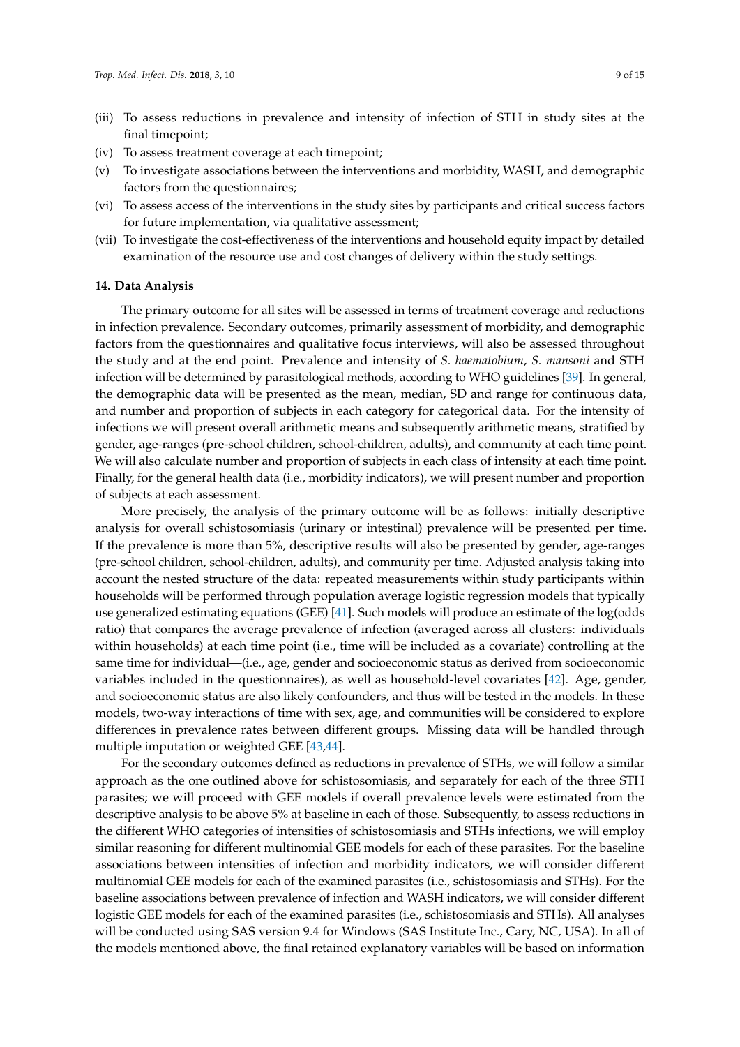(iii) To assess reductions in prevalence and intensity of infection of STH in study sites at the final timepoint;

(iv) To assess treatment coverage at each timepoint;

(v) To investigate associations between the interventions and morbidity, WASH, and demographic factors from the questionnaires;

(vi) To assess access of the interventions in the study sites by participants and critical success factors for future implementation, via qualitative assessment;

(vii) To investigate the cost-effectiveness of the interventions and household equity impact by detailed examination of the resource use and cost changes of delivery within the study settings.

### 14. Data Analysis

The primary outcome for all sites will be assessed in terms of treatment coverage and reductions in infection prevalence. Secondary outcomes, primarily assessment of morbidity, and demographic factors from the questionnaires and qualitative focus interviews, will also be assessed throughout the study and at the end point. Prevalence and intensity of *S. haematobium*, *S. mansoni* and STH infection will be determined by parasitological methods, according to WHO guidelines [39]. In general, the demographic data will be presented as the mean, median, SD and range for continuous data, and number and proportion of subjects in each category for categorical data. For the intensity of infections we will present overall arithmetic means and subsequently arithmetic means, stratified by gender, age-ranges (pre-school children, school-children, adults), and community at each time point. We will also calculate number and proportion of subjects in each class of intensity at each time point. Finally, for the general health data (i.e., morbidity indicators), we will present number and proportion of subjects at each assessment.

More precisely, the analysis of the primary outcome will be as follows: initially descriptive analysis for overall schistosomiasis (urinary or intestinal) prevalence will be presented per time. If the prevalence is more than 5%, descriptive results will also be presented by gender, age-ranges (pre-school children, school-children, adults), and community per time. Adjusted analysis taking into account the nested structure of the data: repeated measurements within study participants within households will be performed through population average logistic regression models that typically use generalized estimating equations (GEE) [41]. Such models will produce an estimate of the log(odds ratio) that compares the average prevalence of infection (averaged across all clusters: individuals within households) at each time point (i.e., time will be included as a covariate) controlling at the same time for individual—(i.e., age, gender and socioeconomic status as derived from socioeconomic variables included in the questionnaires), as well as household-level covariates [42]. Age, gender, and socioeconomic status are also likely confounders, and thus will be tested in the models. In these models, two-way interactions of time with sex, age, and communities will be considered to explore differences in prevalence rates between different groups. Missing data will be handled through multiple imputation or weighted GEE [43,44].

For the secondary outcomes defined as reductions in prevalence of STHs, we will follow a similar approach as the one outlined above for schistosomiasis, and separately for each of the three STH parasites; we will proceed with GEE models if overall prevalence levels were estimated from the descriptive analysis to be above 5% at baseline in each of those. Subsequently, to assess reductions in the different WHO categories of intensities of schistosomiasis and STHs infections, we will employ similar reasoning for different multinomial GEE models for each of these parasites. For the baseline associations between intensities of infection and morbidity indicators, we will consider different multinomial GEE models for each of the examined parasites (i.e., schistosomiasis and STHs). For the baseline associations between prevalence of infection and WASH indicators, we will consider different logistic GEE models for each of the examined parasites (i.e., schistosomiasis and STHs). All analyses will be conducted using SAS version 9.4 for Windows (SAS Institute Inc., Cary, NC, USA). In all of the models mentioned above, the final retained explanatory variables will be based on information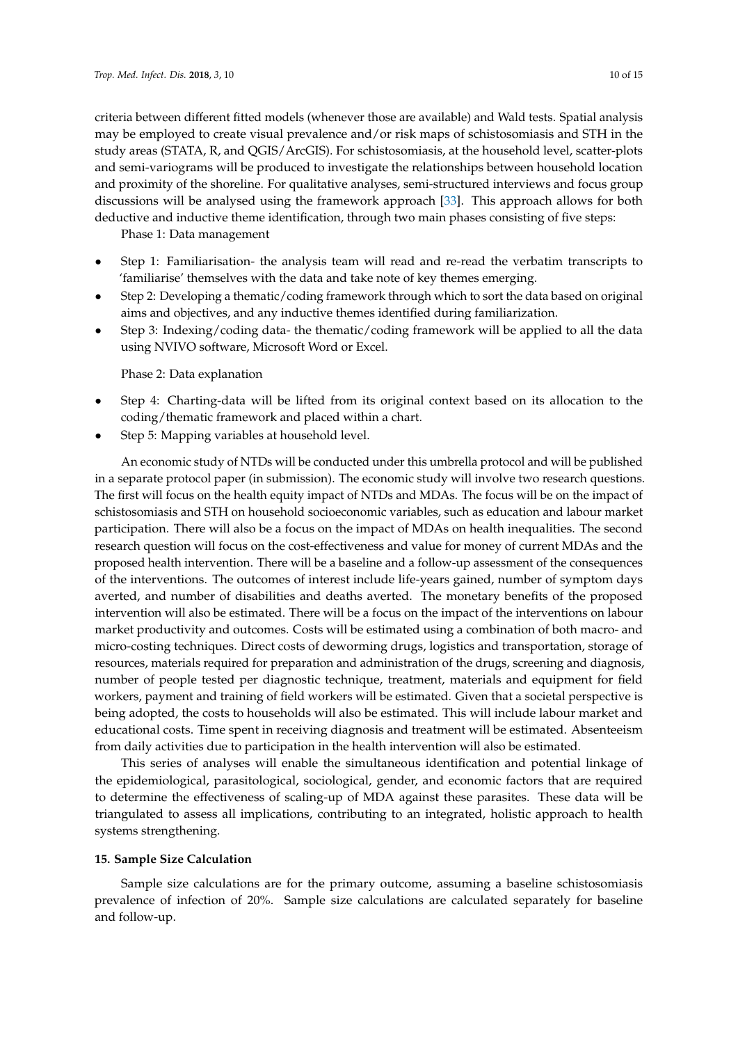criteria between different fitted models (whenever those are available) and Wald tests. Spatial analysis may be employed to create visual prevalence and/or risk maps of schistosomiasis and STH in the study areas (STATA, R, and QGIS/ArcGIS). For schistosomiasis, at the household level, scatter-plots and semi-variograms will be produced to investigate the relationships between household location and proximity of the shoreline. For qualitative analyses, semi-structured interviews and focus group discussions will be analysed using the framework approach [33]. This approach allows for both deductive and inductive theme identification, through two main phases consisting of five steps:

Phase 1: Data management

- Step 1: Familiarisation- the analysis team will read and re-read the verbatim transcripts to 'familiarise' themselves with the data and take note of key themes emerging.
- Step 2: Developing a thematic/coding framework through which to sort the data based on original aims and objectives, and any inductive themes identified during familiarization.
- Step 3: Indexing/coding data- the thematic/coding framework will be applied to all the data using NVIVO software, Microsoft Word or Excel.

Phase 2: Data explanation

- Step 4: Charting-data will be lifted from its original context based on its allocation to the coding/thematic framework and placed within a chart.
- Step 5: Mapping variables at household level.

An economic study of NTDs will be conducted under this umbrella protocol and will be published in a separate protocol paper (in submission). The economic study will involve two research questions. The first will focus on the health equity impact of NTDs and MDAs. The focus will be on the impact of schistosomiasis and STH on household socioeconomic variables, such as education and labour market participation. There will also be a focus on the impact of MDAs on health inequalities. The second research question will focus on the cost-effectiveness and value for money of current MDAs and the proposed health intervention. There will be a baseline and a follow-up assessment of the consequences of the interventions. The outcomes of interest include life-years gained, number of symptom days averted, and number of disabilities and deaths averted. The monetary benefits of the proposed intervention will also be estimated. There will be a focus on the impact of the interventions on labour market productivity and outcomes. Costs will be estimated using a combination of both macro- and micro-costing techniques. Direct costs of deworming drugs, logistics and transportation, storage of resources, materials required for preparation and administration of the drugs, screening and diagnosis, number of people tested per diagnostic technique, treatment, materials and equipment for field workers, payment and training of field workers will be estimated. Given that a societal perspective is being adopted, the costs to households will also be estimated. This will include labour market and educational costs. Time spent in receiving diagnosis and treatment will be estimated. Absenteeism from daily activities due to participation in the health intervention will also be estimated.

This series of analyses will enable the simultaneous identification and potential linkage of the epidemiological, parasitological, sociological, gender, and economic factors that are required to determine the effectiveness of scaling-up of MDA against these parasites. These data will be triangulated to assess all implications, contributing to an integrated, holistic approach to health systems strengthening.

## 15. Sample Size Calculation

Sample size calculations are for the primary outcome, assuming a baseline schistosomiasis prevalence of infection of 20%. Sample size calculations are calculated separately for baseline and follow-up.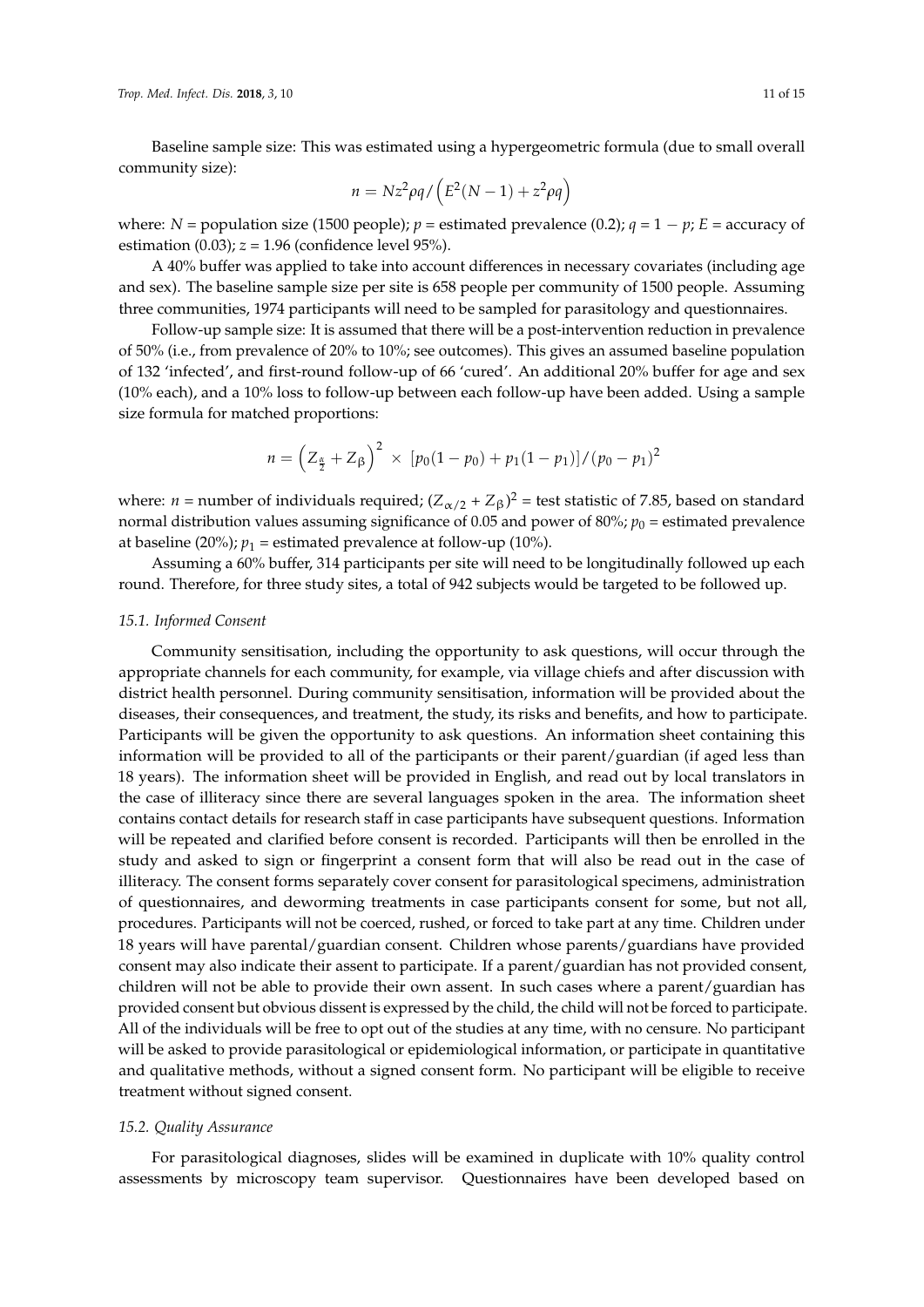Baseline sample size: This was estimated using a hypergeometric formula (due to small overall community size):

$$n = Nz^2\rho q / \left(E^2(N-1) + z^2\rho q\right)$$

where: $N$ = population size (1500 people); $p$ = estimated prevalence (0.2); $q = 1 - p$; $E$ = accuracy of estimation (0.03); $z$ = 1.96 (confidence level 95%).

A 40% buffer was applied to take into account differences in necessary covariates (including age and sex). The baseline sample size per site is 658 people per community of 1500 people. Assuming three communities, 1974 participants will need to be sampled for parasitology and questionnaires.

Follow-up sample size: It is assumed that there will be a post-intervention reduction in prevalence of 50% (i.e., from prevalence of 20% to 10%; see outcomes). This gives an assumed baseline population of 132 'infected', and first-round follow-up of 66 'cured'. An additional 20% buffer for age and sex (10% each), and a 10% loss to follow-up between each follow-up have been added. Using a sample size formula for matched proportions:

$$n = \left(Z_{\frac{\alpha}{2}} + Z_{\beta}\right)^2 \times \left[p_0(1-p_0) + p_1(1-p_1)\right]/(p_0 - p_1)^2$$

where: $n$ = number of individuals required; $(Z_{\alpha/2} + Z_{\beta})^2$ = test statistic of 7.85, based on standard normal distribution values assuming significance of 0.05 and power of 80%; $p_0$ = estimated prevalence at baseline (20%); $p_1$ = estimated prevalence at follow-up (10%).

Assuming a 60% buffer, 314 participants per site will need to be longitudinally followed up each round. Therefore, for three study sites, a total of 942 subjects would be targeted to be followed up.

### 15.1. Informed Consent

Community sensitisation, including the opportunity to ask questions, will occur through the appropriate channels for each community, for example, via village chiefs and after discussion with district health personnel. During community sensitisation, information will be provided about the diseases, their consequences, and treatment, the study, its risks and benefits, and how to participate. Participants will be given the opportunity to ask questions. An information sheet containing this information will be provided to all of the participants or their parent/guardian (if aged less than 18 years). The information sheet will be provided in English, and read out by local translators in the case of illiteracy since there are several languages spoken in the area. The information sheet contains contact details for research staff in case participants have subsequent questions. Information will be repeated and clarified before consent is recorded. Participants will then be enrolled in the study and asked to sign or fingerprint a consent form that will also be read out in the case of illiteracy. The consent forms separately cover consent for parasitological specimens, administration of questionnaires, and deworming treatments in case participants consent for some, but not all, procedures. Participants will not be coerced, rushed, or forced to take part at any time. Children under 18 years will have parental/guardian consent. Children whose parents/guardians have provided consent may also indicate their assent to participate. If a parent/guardian has not provided consent, children will not be able to provide their own assent. In such cases where a parent/guardian has provided consent but obvious dissent is expressed by the child, the child will not be forced to participate. All of the individuals will be free to opt out of the studies at any time, with no censure. No participant will be asked to provide parasitological or epidemiological information, or participate in quantitative and qualitative methods, without a signed consent form. No participant will be eligible to receive treatment without signed consent.

### 15.2. Quality Assurance

For parasitological diagnoses, slides will be examined in duplicate with 10% quality control assessments by microscopy team supervisor. Questionnaires have been developed based on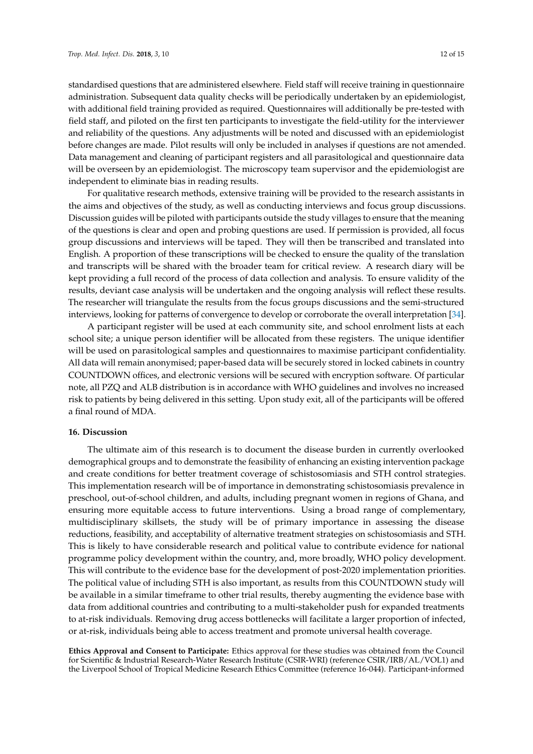standardised questions that are administered elsewhere. Field staff will receive training in questionnaire administration. Subsequent data quality checks will be periodically undertaken by an epidemiologist, with additional field training provided as required. Questionnaires will additionally be pre-tested with field staff, and piloted on the first ten participants to investigate the field-utility for the interviewer and reliability of the questions. Any adjustments will be noted and discussed with an epidemiologist before changes are made. Pilot results will only be included in analyses if questions are not amended. Data management and cleaning of participant registers and all parasitological and questionnaire data will be overseen by an epidemiologist. The microscopy team supervisor and the epidemiologist are independent to eliminate bias in reading results.

For qualitative research methods, extensive training will be provided to the research assistants in the aims and objectives of the study, as well as conducting interviews and focus group discussions. Discussion guides will be piloted with participants outside the study villages to ensure that the meaning of the questions is clear and open and probing questions are used. If permission is provided, all focus group discussions and interviews will be taped. They will then be transcribed and translated into English. A proportion of these transcriptions will be checked to ensure the quality of the translation and transcripts will be shared with the broader team for critical review. A research diary will be kept providing a full record of the process of data collection and analysis. To ensure validity of the results, deviant case analysis will be undertaken and the ongoing analysis will reflect these results. The researcher will triangulate the results from the focus groups discussions and the semi-structured interviews, looking for patterns of convergence to develop or corroborate the overall interpretation [34].

A participant register will be used at each community site, and school enrolment lists at each school site; a unique person identifier will be allocated from these registers. The unique identifier will be used on parasitological samples and questionnaires to maximise participant confidentiality. All data will remain anonymised; paper-based data will be securely stored in locked cabinets in country COUNTDOWN offices, and electronic versions will be secured with encryption software. Of particular note, all PZQ and ALB distribution is in accordance with WHO guidelines and involves no increased risk to patients by being delivered in this setting. Upon study exit, all of the participants will be offered a final round of MDA.

## 16. Discussion

The ultimate aim of this research is to document the disease burden in currently overlooked demographical groups and to demonstrate the feasibility of enhancing an existing intervention package and create conditions for better treatment coverage of schistosomiasis and STH control strategies. This implementation research will be of importance in demonstrating schistosomiasis prevalence in preschool, out-of-school children, and adults, including pregnant women in regions of Ghana, and ensuring more equitable access to future interventions. Using a broad range of complementary, multidisciplinary skillsets, the study will be of primary importance in assessing the disease reductions, feasibility, and acceptability of alternative treatment strategies on schistosomiasis and STH. This is likely to have considerable research and political value to contribute evidence for national programme policy development within the country, and, more broadly, WHO policy development. This will contribute to the evidence base for the development of post-2020 implementation priorities. The political value of including STH is also important, as results from this COUNTDOWN study will be available in a similar timeframe to other trial results, thereby augmenting the evidence base with data from additional countries and contributing to a multi-stakeholder push for expanded treatments to at-risk individuals. Removing drug access bottlenecks will facilitate a larger proportion of infected, or at-risk, individuals being able to access treatment and promote universal health coverage.

**Ethics Approval and Consent to Participate:** Ethics approval for these studies was obtained from the Council for Scientific & Industrial Research-Water Research Institute (CSIR-WRI) (reference CSIR/IRB/AL/VOL1) and the Liverpool School of Tropical Medicine Research Ethics Committee (reference 16-044). Participant-informed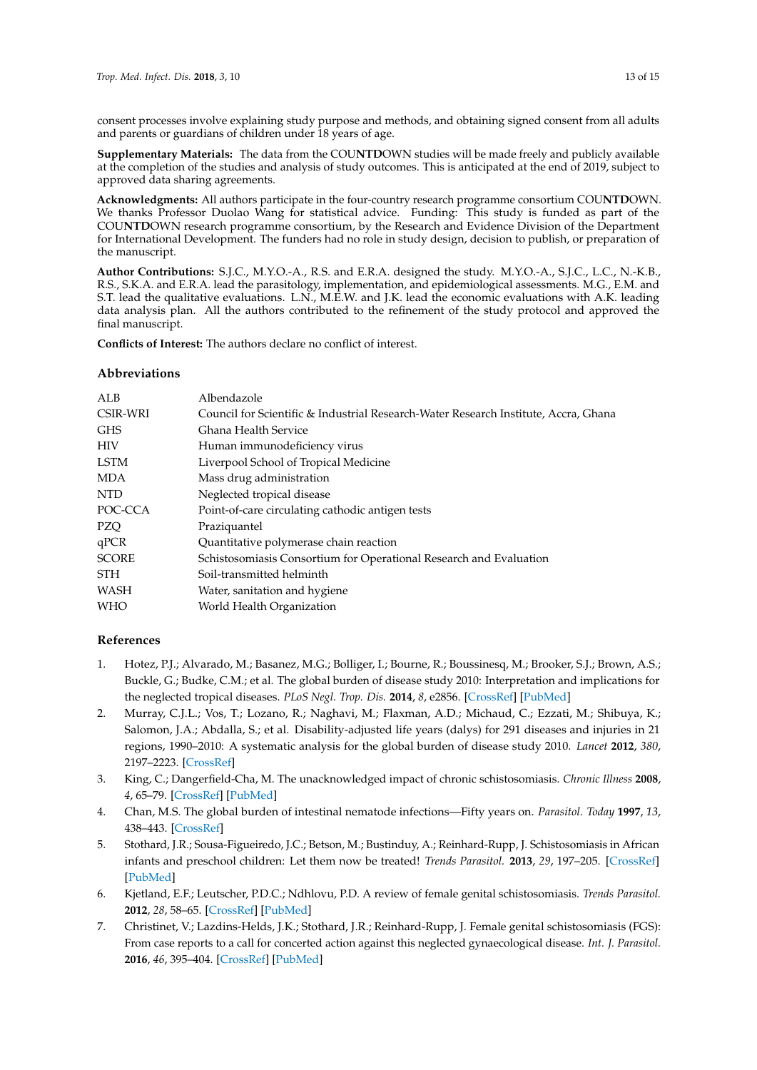consent processes involve explaining study purpose and methods, and obtaining signed consent from all adults and parents or guardians of children under 18 years of age.

**Supplementary Materials:** The data from the COU**NTD**OWN studies will be made freely and publicly available at the completion of the studies and analysis of study outcomes. This is anticipated at the end of 2019, subject to approved data sharing agreements.

**Acknowledgments:** All authors participate in the four-country research programme consortium COU**NTD**OWN. We thanks Professor Duolao Wang for statistical advice. Funding: This study is funded as part of the COU**NTD**OWN research programme consortium, by the Research and Evidence Division of the Department for International Development. The funders had no role in study design, decision to publish, or preparation of the manuscript.

**Author Contributions:** S.J.C., M.Y.O.-A., R.S. and E.R.A. designed the study. M.Y.O.-A., S.J.C., L.C., N.-K.B., R.S., S.K.A. and E.R.A. lead the parasitology, implementation, and epidemiological assessments. M.G., E.M. and S.T. lead the qualitative evaluations. L.N., M.E.W. and J.K. lead the economic evaluations with A.K. leading data analysis plan. All the authors contributed to the refinement of the study protocol and approved the final manuscript.

**Conflicts of Interest:** The authors declare no conflict of interest.

## Abbreviations

| | |
|---|---|
| ALB | Albendazole |
| CSIR-WRI | Council for Scientific & Industrial Research-Water Research Institute, Accra, Ghana |
| GHS | Ghana Health Service |
| HIV | Human immunodeficiency virus |
| LSTM | Liverpool School of Tropical Medicine |
| MDA | Mass drug administration |
| NTD | Neglected tropical disease |
| POC-CCA | Point-of-care circulating cathodic antigen tests |
| PZQ | Praziquantel |
| qPCR | Quantitative polymerase chain reaction |
| SCORE | Schistosomiasis Consortium for Operational Research and Evaluation |
| STH | Soil-transmitted helminth |
| WASH | Water, sanitation and hygiene |
| WHO | World Health Organization |

## References

1. Hotez, P.J.; Alvarado, M.; Basanez, M.G.; Bolliger, I.; Bourne, R.; Boussinesq, M.; Brooker, S.J.; Brown, A.S.; Buckle, G.; Budke, C.M.; et al. The global burden of disease study 2010: Interpretation and implications for the neglected tropical diseases. *PLoS Negl. Trop. Dis.* **2014**, *8*, e2856. [CrossRef] [PubMed]
2. Murray, C.J.L.; Vos, T.; Lozano, R.; Naghavi, M.; Flaxman, A.D.; Michaud, C.; Ezzati, M.; Shibuya, K.; Salomon, J.A.; Abdalla, S.; et al. Disability-adjusted life years (dalys) for 291 diseases and injuries in 21 regions, 1990–2010: A systematic analysis for the global burden of disease study 2010. *Lancet* **2012**, *380*, 2197–2223. [CrossRef]
3. King, C.; Dangerfield-Cha, M. The unacknowledged impact of chronic schistosomiasis. *Chronic Illness* **2008**, *4*, 65–79. [CrossRef] [PubMed]
4. Chan, M.S. The global burden of intestinal nematode infections—Fifty years on. *Parasitol. Today* **1997**, *13*, 438–443. [CrossRef]
5. Stothard, J.R.; Sousa-Figueiredo, J.C.; Betson, M.; Bustinduy, A.; Reinhard-Rupp, J. Schistosomiasis in African infants and preschool children: Let them now be treated! *Trends Parasitol.* **2013**, *29*, 197–205. [CrossRef] [PubMed]
6. Kjetland, E.F.; Leutscher, P.D.C.; Ndhlovu, P.D. A review of female genital schistosomiasis. *Trends Parasitol.* **2012**, *28*, 58–65. [CrossRef] [PubMed]
7. Christinet, V.; Lazdins-Helds, J.K.; Stothard, J.R.; Reinhard-Rupp, J. Female genital schistosomiasis (FGS): From case reports to a call for concerted action against this neglected gynaecological disease. *Int. J. Parasitol.* **2016**, *46*, 395–404. [CrossRef] [PubMed]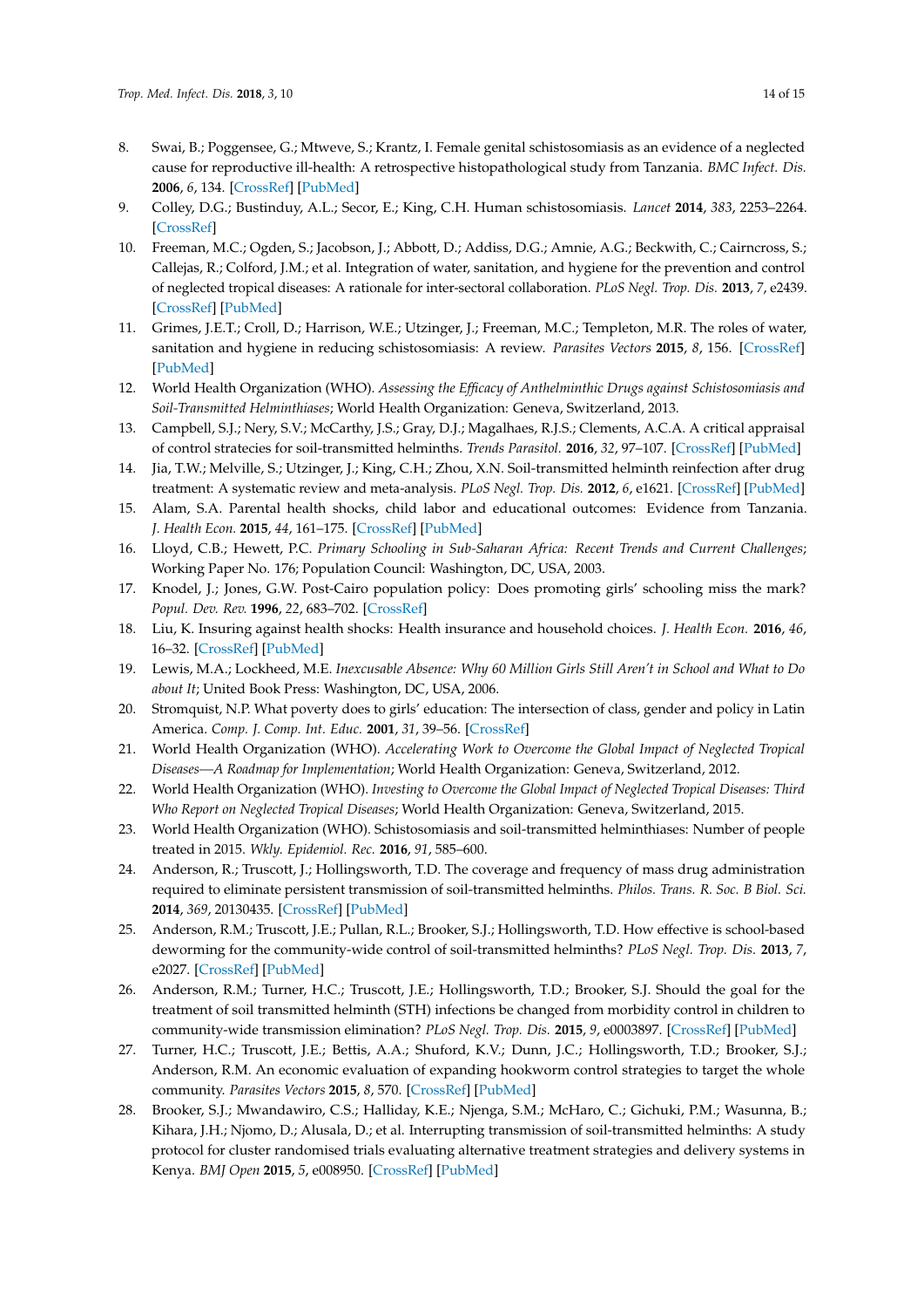8. Swai, B.; Poggensee, G.; Mtweve, S.; Krantz, I. Female genital schistosomiasis as an evidence of a neglected cause for reproductive ill-health: A retrospective histopathological study from Tanzania. *BMC Infect. Dis.* **2006**, *6*, 134. [CrossRef] [PubMed]
9. Colley, D.G.; Bustinduy, A.L.; Secor, E.; King, C.H. Human schistosomiasis. *Lancet* **2014**, *383*, 2253–2264. [CrossRef]
10. Freeman, M.C.; Ogden, S.; Jacobson, J.; Abbott, D.; Addiss, D.G.; Amnie, A.G.; Beckwith, C.; Cairncross, S.; Callejas, R.; Colford, J.M.; et al. Integration of water, sanitation, and hygiene for the prevention and control of neglected tropical diseases: A rationale for inter-sectoral collaboration. *PLoS Negl. Trop. Dis.* **2013**, *7*, e2439. [CrossRef] [PubMed]
11. Grimes, J.E.T.; Croll, D.; Harrison, W.E.; Utzinger, J.; Freeman, M.C.; Templeton, M.R. The roles of water, sanitation and hygiene in reducing schistosomiasis: A review. *Parasites Vectors* **2015**, *8*, 156. [CrossRef] [PubMed]
12. World Health Organization (WHO). *Assessing the Efficacy of Anthelminthic Drugs against Schistosomiasis and Soil-Transmitted Helminthiases*; World Health Organization: Geneva, Switzerland, 2013.
13. Campbell, S.J.; Nery, S.V.; McCarthy, J.S.; Gray, D.J.; Magalhaes, R.J.S.; Clements, A.C.A. A critical appraisal of control stratecies for soil-transmitted helminths. *Trends Parasitol.* **2016**, *32*, 97–107. [CrossRef] [PubMed]
14. Jia, T.W.; Melville, S.; Utzinger, J.; King, C.H.; Zhou, X.N. Soil-transmitted helminth reinfection after drug treatment: A systematic review and meta-analysis. *PLoS Negl. Trop. Dis.* **2012**, *6*, e1621. [CrossRef] [PubMed]
15. Alam, S.A. Parental health shocks, child labor and educational outcomes: Evidence from Tanzania. *J. Health Econ.* **2015**, *44*, 161–175. [CrossRef] [PubMed]
16. Lloyd, C.B.; Hewett, P.C. *Primary Schooling in Sub-Saharan Africa: Recent Trends and Current Challenges*; Working Paper No. 176; Population Council: Washington, DC, USA, 2003.
17. Knodel, J.; Jones, G.W. Post-Cairo population policy: Does promoting girls' schooling miss the mark? *Popul. Dev. Rev.* **1996**, *22*, 683–702. [CrossRef]
18. Liu, K. Insuring against health shocks: Health insurance and household choices. *J. Health Econ.* **2016**, *46*, 16–32. [CrossRef] [PubMed]
19. Lewis, M.A.; Lockheed, M.E. *Inexcusable Absence: Why 60 Million Girls Still Aren't in School and What to Do about It*; United Book Press: Washington, DC, USA, 2006.
20. Stromquist, N.P. What poverty does to girls' education: The intersection of class, gender and policy in Latin America. *Comp. J. Comp. Int. Educ.* **2001**, *31*, 39–56. [CrossRef]
21. World Health Organization (WHO). *Accelerating Work to Overcome the Global Impact of Neglected Tropical Diseases—A Roadmap for Implementation*; World Health Organization: Geneva, Switzerland, 2012.
22. World Health Organization (WHO). *Investing to Overcome the Global Impact of Neglected Tropical Diseases: Third Who Report on Neglected Tropical Diseases*; World Health Organization: Geneva, Switzerland, 2015.
23. World Health Organization (WHO). Schistosomiasis and soil-transmitted helminthiases: Number of people treated in 2015. *Wkly. Epidemiol. Rec.* **2016**, *91*, 585–600.
24. Anderson, R.; Truscott, J.; Hollingsworth, T.D. The coverage and frequency of mass drug administration required to eliminate persistent transmission of soil-transmitted helminths. *Philos. Trans. R. Soc. B Biol. Sci.* **2014**, *369*, 20130435. [CrossRef] [PubMed]
25. Anderson, R.M.; Truscott, J.E.; Pullan, R.L.; Brooker, S.J.; Hollingsworth, T.D. How effective is school-based deworming for the community-wide control of soil-transmitted helminths? *PLoS Negl. Trop. Dis.* **2013**, *7*, e2027. [CrossRef] [PubMed]
26. Anderson, R.M.; Turner, H.C.; Truscott, J.E.; Hollingsworth, T.D.; Brooker, S.J. Should the goal for the treatment of soil transmitted helminth (STH) infections be changed from morbidity control in children to community-wide transmission elimination? *PLoS Negl. Trop. Dis.* **2015**, *9*, e0003897. [CrossRef] [PubMed]
27. Turner, H.C.; Truscott, J.E.; Bettis, A.A.; Shuford, K.V.; Dunn, J.C.; Hollingsworth, T.D.; Brooker, S.J.; Anderson, R.M. An economic evaluation of expanding hookworm control strategies to target the whole community. *Parasites Vectors* **2015**, *8*, 570. [CrossRef] [PubMed]
28. Brooker, S.J.; Mwandawiro, C.S.; Halliday, K.E.; Njenga, S.M.; McHaro, C.; Gichuki, P.M.; Wasunna, B.; Kihara, J.H.; Njomo, D.; Alusala, D.; et al. Interrupting transmission of soil-transmitted helminths: A study protocol for cluster randomised trials evaluating alternative treatment strategies and delivery systems in Kenya. *BMJ Open* **2015**, *5*, e008950. [CrossRef] [PubMed]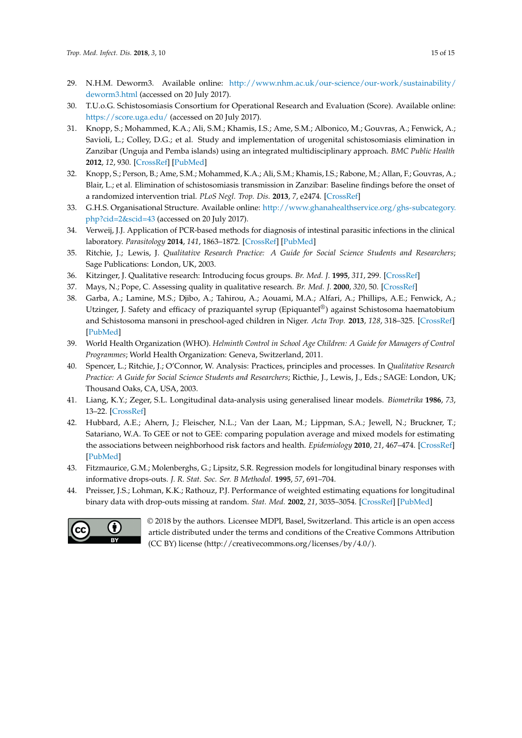29. N.H.M. Deworm3. Available online: http://www.nhm.ac.uk/our-science/our-work/sustainability/deworm3.html (accessed on 20 July 2017).
30. T.U.o.G. Schistosomiasis Consortium for Operational Research and Evaluation (Score). Available online: https://score.uga.edu/ (accessed on 20 July 2017).
31. Knopp, S.; Mohammed, K.A.; Ali, S.M.; Khamis, I.S.; Ame, S.M.; Albonico, M.; Gouvras, A.; Fenwick, A.; Savioli, L.; Colley, D.G.; et al. Study and implementation of urogenital schistosomiasis elimination in Zanzibar (Unguja and Pemba islands) using an integrated multidisciplinary approach. *BMC Public Health* **2012**, *12*, 930. [CrossRef] [PubMed]
32. Knopp, S.; Person, B.; Ame, S.M.; Mohammed, K.A.; Ali, S.M.; Khamis, I.S.; Rabone, M.; Allan, F.; Gouvras, A.; Blair, L.; et al. Elimination of schistosomiasis transmission in Zanzibar: Baseline findings before the onset of a randomized intervention trial. *PLoS Negl. Trop. Dis.* **2013**, *7*, e2474. [CrossRef]
33. G.H.S. Organisational Structure. Available online: http://www.ghanahealthservice.org/ghs-subcategory.php?cid=2&scid=43 (accessed on 20 July 2017).
34. Verweij, J.J. Application of PCR-based methods for diagnosis of intestinal parasitic infections in the clinical laboratory. *Parasitology* **2014**, *141*, 1863–1872. [CrossRef] [PubMed]
35. Ritchie, J.; Lewis, J. *Qualitative Research Practice: A Guide for Social Science Students and Researchers*; Sage Publications: London, UK, 2003.
36. Kitzinger, J. Qualitative research: Introducing focus groups. *Br. Med. J.* **1995**, *311*, 299. [CrossRef]
37. Mays, N.; Pope, C. Assessing quality in qualitative research. *Br. Med. J.* **2000**, *320*, 50. [CrossRef]
38. Garba, A.; Lamine, M.S.; Djibo, A.; Tahirou, A.; Aouami, M.A.; Alfari, A.; Phillips, A.E.; Fenwick, A.; Utzinger, J. Safety and efficacy of praziquantel syrup (Epiquantel®) against Schistosoma haematobium and Schistosoma mansoni in preschool-aged children in Niger. *Acta Trop.* **2013**, *128*, 318–325. [CrossRef] [PubMed]
39. World Health Organization (WHO). *Helminth Control in School Age Children: A Guide for Managers of Control Programmes*; World Health Organization: Geneva, Switzerland, 2011.
40. Spencer, L.; Ritchie, J.; O'Connor, W. Analysis: Practices, principles and processes. In *Qualitative Research Practice: A Guide for Social Science Students and Researchers*; Ricthie, J., Lewis, J., Eds.; SAGE: London, UK; Thousand Oaks, CA, USA, 2003.
41. Liang, K.Y.; Zeger, S.L. Longitudinal data-analysis using generalised linear models. *Biometrika* **1986**, *73*, 13–22. [CrossRef]
42. Hubbard, A.E.; Ahern, J.; Fleischer, N.L.; Van der Laan, M.; Lippman, S.A.; Jewell, N.; Bruckner, T.; Satariano, W.A. To GEE or not to GEE: comparing population average and mixed models for estimating the associations between neighborhood risk factors and health. *Epidemiology* **2010**, *21*, 467–474. [CrossRef] [PubMed]
43. Fitzmaurice, G.M.; Molenberghs, G.; Lipsitz, S.R. Regression models for longitudinal binary responses with informative drop-outs. *J. R. Stat. Soc. Ser. B Methodol.* **1995**, *57*, 691–704.
44. Preisser, J.S.; Lohman, K.K.; Rathouz, P.J. Performance of weighted estimating equations for longitudinal binary data with drop-outs missing at random. *Stat. Med.* **2002**, *21*, 3035–3054. [CrossRef] [PubMed]

© 2018 by the authors. Licensee MDPI, Basel, Switzerland. This article is an open access article distributed under the terms and conditions of the Creative Commons Attribution (CC BY) license (http://creativecommons.org/licenses/by/4.0/).